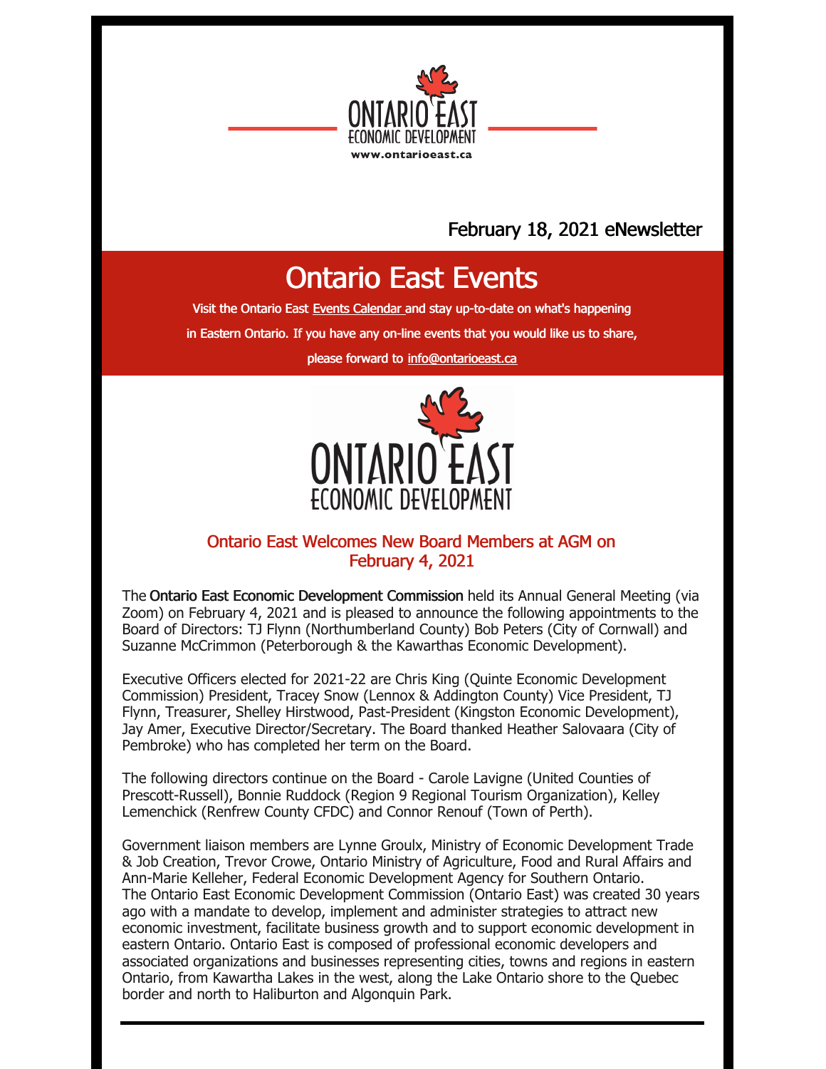ONTARIO EAST
ECONOMIC DEVELOPMENT
www.ontarioeast.ca

February 18, 2021 eNewsletter

# Ontario East Events

Visit the Ontario East Events Calendar and stay up-to-date on what's happening in Eastern Ontario. If you have any on-line events that you would like us to share, please forward to info@ontarioeast.ca

ONTARIO EAST
ECONOMIC DEVELOPMENT

## Ontario East Welcomes New Board Members at AGM on February 4, 2021

The **Ontario East Economic Development Commission** held its Annual General Meeting (via Zoom) on February 4, 2021 and is pleased to announce the following appointments to the Board of Directors: TJ Flynn (Northumberland County) Bob Peters (City of Cornwall) and Suzanne McCrimmon (Peterborough & the Kawarthas Economic Development).

Executive Officers elected for 2021-22 are Chris King (Quinte Economic Development Commission) President, Tracey Snow (Lennox & Addington County) Vice President, TJ Flynn, Treasurer, Shelley Hirstwood, Past-President (Kingston Economic Development), Jay Amer, Executive Director/Secretary. The Board thanked Heather Salovaara (City of Pembroke) who has completed her term on the Board.

The following directors continue on the Board - Carole Lavigne (United Counties of Prescott-Russell), Bonnie Ruddock (Region 9 Regional Tourism Organization), Kelley Lemenchick (Renfrew County CFDC) and Connor Renouf (Town of Perth).

Government liaison members are Lynne Groulx, Ministry of Economic Development Trade & Job Creation, Trevor Crowe, Ontario Ministry of Agriculture, Food and Rural Affairs and Ann-Marie Kelleher, Federal Economic Development Agency for Southern Ontario.
The Ontario East Economic Development Commission (Ontario East) was created 30 years ago with a mandate to develop, implement and administer strategies to attract new economic investment, facilitate business growth and to support economic development in eastern Ontario. Ontario East is composed of professional economic developers and associated organizations and businesses representing cities, towns and regions in eastern Ontario, from Kawartha Lakes in the west, along the Lake Ontario shore to the Quebec border and north to Haliburton and Algonquin Park.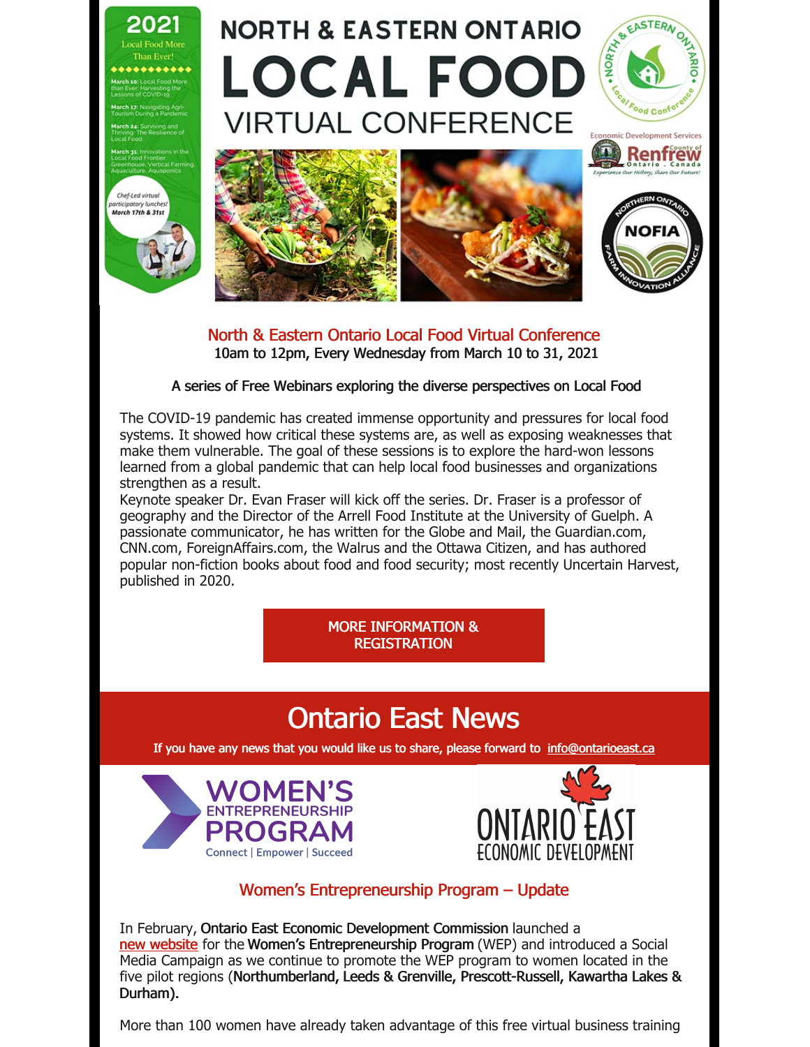## North & Eastern Ontario Local Food Virtual Conference

10am to 12pm, Every Wednesday from March 10 to 31, 2021

A series of Free Webinars exploring the diverse perspectives on Local Food

The COVID-19 pandemic has created immense opportunity and pressures for local food systems. It showed how critical these systems are, as well as exposing weaknesses that make them vulnerable. The goal of these sessions is to explore the hard-won lessons learned from a global pandemic that can help local food businesses and organizations strengthen as a result.

Keynote speaker Dr. Evan Fraser will kick off the series. Dr. Fraser is a professor of geography and the Director of the Arrell Food Institute at the University of Guelph. A passionate communicator, he has written for the Globe and Mail, the Guardian.com, CNN.com, ForeignAffairs.com, the Walrus and the Ottawa Citizen, and has authored popular non-fiction books about food and food security; most recently Uncertain Harvest, published in 2020.

**MORE INFORMATION & REGISTRATION**

# Ontario East News

**If you have any news that you would like us to share, please forward to info@ontarioeast.ca**

## Women's Entrepreneurship Program – Update

In February, **Ontario East Economic Development Commission** launched a new website for the **Women's Entrepreneurship Program** (WEP) and introduced a Social Media Campaign as we continue to promote the WEP program to women located in the five pilot regions (**Northumberland, Leeds & Grenville, Prescott-Russell, Kawartha Lakes & Durham).**

More than 100 women have already taken advantage of this free virtual business training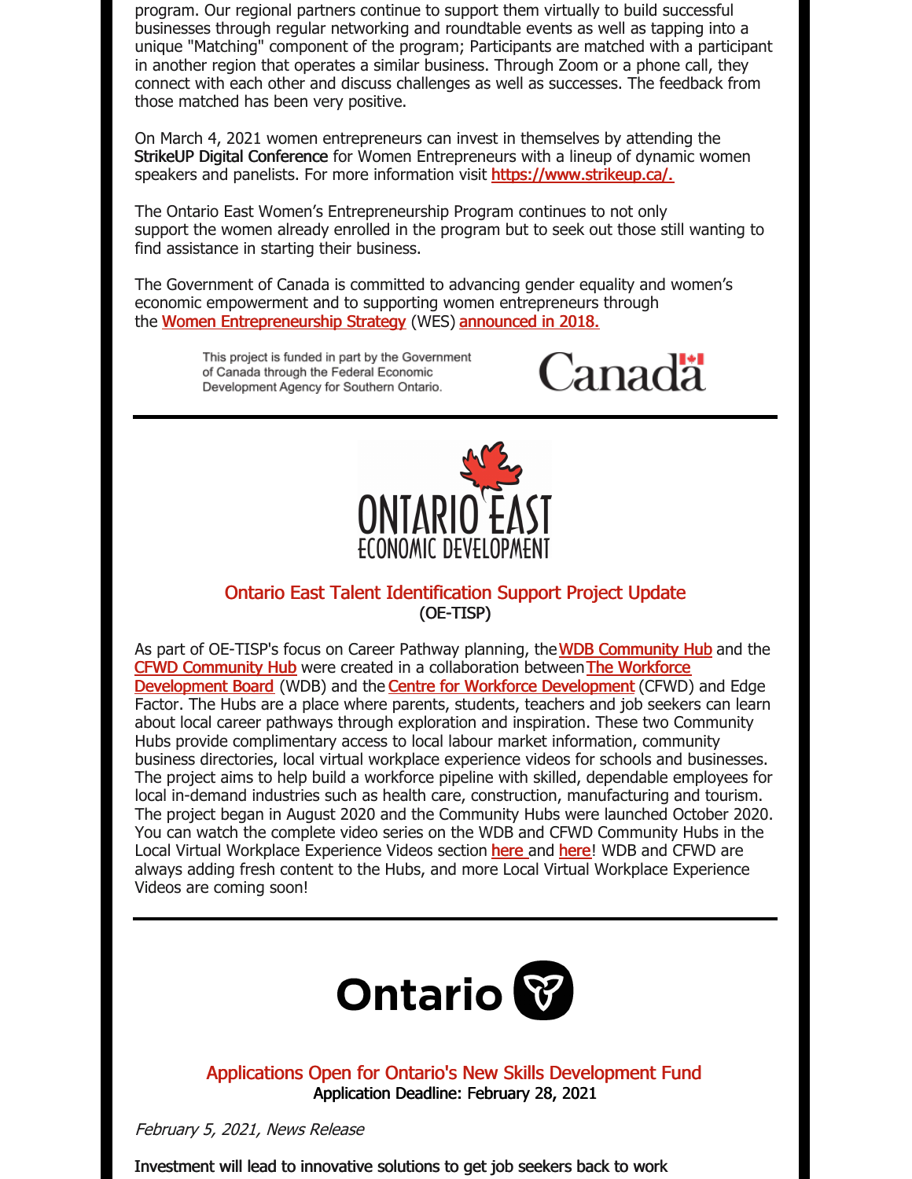program. Our regional partners continue to support them virtually to build successful businesses through regular networking and roundtable events as well as tapping into a unique "Matching" component of the program; Participants are matched with a participant in another region that operates a similar business. Through Zoom or a phone call, they connect with each other and discuss challenges as well as successes. The feedback from those matched has been very positive.

On March 4, 2021 women entrepreneurs can invest in themselves by attending the StrikeUP Digital Conference for Women Entrepreneurs with a lineup of dynamic women speakers and panelists. For more information visit https://www.strikeup.ca/.

The Ontario East Women's Entrepreneurship Program continues to not only support the women already enrolled in the program but to seek out those still wanting to find assistance in starting their business.

The Government of Canada is committed to advancing gender equality and women's economic empowerment and to supporting women entrepreneurs through the Women Entrepreneurship Strategy (WES) announced in 2018.

This project is funded in part by the Government of Canada through the Federal Economic Development Agency for Southern Ontario.

Canada

ONTARIO EAST ECONOMIC DEVELOPMENT

## Ontario East Talent Identification Support Project Update
(OE-TISP)

As part of OE-TISP's focus on Career Pathway planning, the WDB Community Hub and the CFWD Community Hub were created in a collaboration between The Workforce Development Board (WDB) and the Centre for Workforce Development (CFWD) and Edge Factor. The Hubs are a place where parents, students, teachers and job seekers can learn about local career pathways through exploration and inspiration. These two Community Hubs provide complimentary access to local labour market information, community business directories, local virtual workplace experience videos for schools and businesses. The project aims to help build a workforce pipeline with skilled, dependable employees for local in-demand industries such as health care, construction, manufacturing and tourism. The project began in August 2020 and the Community Hubs were launched October 2020. You can watch the complete video series on the WDB and CFWD Community Hubs in the Local Virtual Workplace Experience Videos section here and here! WDB and CFWD are always adding fresh content to the Hubs, and more Local Virtual Workplace Experience Videos are coming soon!

Ontario

## Applications Open for Ontario's New Skills Development Fund
Application Deadline: February 28, 2021

*February 5, 2021, News Release*

Investment will lead to innovative solutions to get job seekers back to work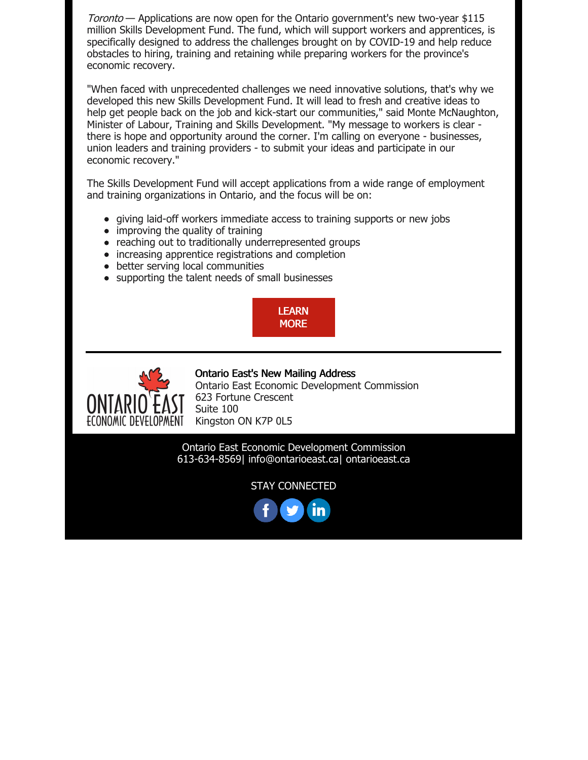*Toronto* — Applications are now open for the Ontario government's new two-year $115 million Skills Development Fund. The fund, which will support workers and apprentices, is specifically designed to address the challenges brought on by COVID-19 and help reduce obstacles to hiring, training and retaining while preparing workers for the province's economic recovery.

"When faced with unprecedented challenges we need innovative solutions, that's why we developed this new Skills Development Fund. It will lead to fresh and creative ideas to help get people back on the job and kick-start our communities," said Monte McNaughton, Minister of Labour, Training and Skills Development. "My message to workers is clear - there is hope and opportunity around the corner. I'm calling on everyone - businesses, union leaders and training providers - to submit your ideas and participate in our economic recovery."

The Skills Development Fund will accept applications from a wide range of employment and training organizations in Ontario, and the focus will be on:

- giving laid-off workers immediate access to training supports or new jobs
- improving the quality of training
- reaching out to traditionally underrepresented groups
- increasing apprentice registrations and completion
- better serving local communities
- supporting the talent needs of small businesses

LEARN MORE

---

ONTARIO EAST ECONOMIC DEVELOPMENT

**Ontario East's New Mailing Address**
Ontario East Economic Development Commission
623 Fortune Crescent
Suite 100
Kingston ON K7P 0L5

Ontario East Economic Development Commission
613-634-8569| info@ontarioeast.ca| ontarioeast.ca

STAY CONNECTED